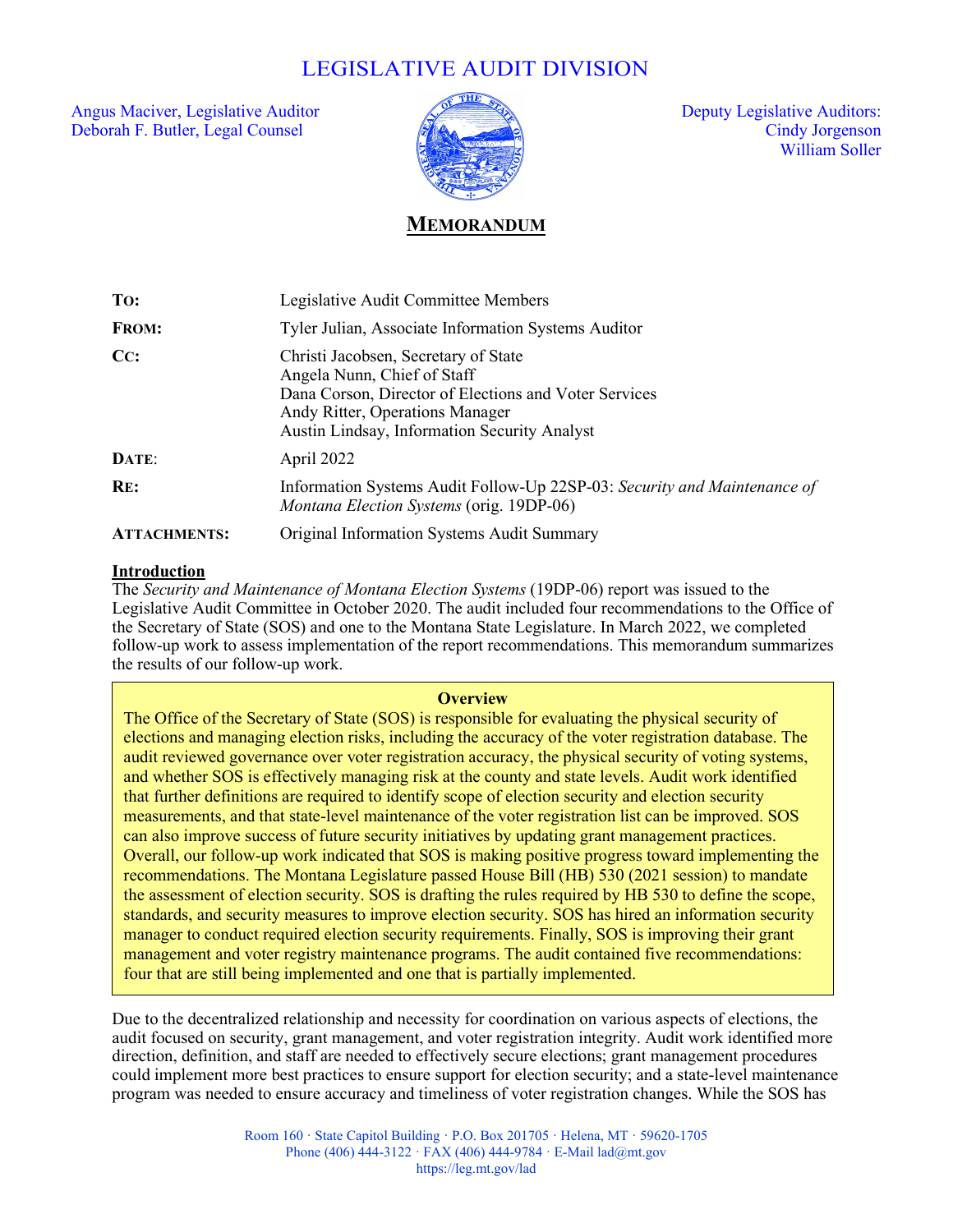# LEGISLATIVE AUDIT DIVISION

Angus Maciver, Legislative Auditor
Deborah F. Butler, Legal Counsel

Deputy Legislative Auditors:
Cindy Jorgenson
William Soller

## MEMORANDUM

| | |
|---|---|
| **TO:** | Legislative Audit Committee Members |
| **FROM:** | Tyler Julian, Associate Information Systems Auditor |
| **CC:** | Christi Jacobsen, Secretary of State<br>Angela Nunn, Chief of Staff<br>Dana Corson, Director of Elections and Voter Services<br>Andy Ritter, Operations Manager<br>Austin Lindsay, Information Security Analyst |
| **DATE:** | April 2022 |
| **RE:** | Information Systems Audit Follow-Up 22SP-03: *Security and Maintenance of Montana Election Systems* (orig. 19DP-06) |
| **ATTACHMENTS:** | Original Information Systems Audit Summary |

**Introduction**

The *Security and Maintenance of Montana Election Systems* (19DP-06) report was issued to the Legislative Audit Committee in October 2020. The audit included four recommendations to the Office of the Secretary of State (SOS) and one to the Montana State Legislature. In March 2022, we completed follow-up work to assess implementation of the report recommendations. This memorandum summarizes the results of our follow-up work.

> **Overview**
>
> The Office of the Secretary of State (SOS) is responsible for evaluating the physical security of elections and managing election risks, including the accuracy of the voter registration database. The audit reviewed governance over voter registration accuracy, the physical security of voting systems, and whether SOS is effectively managing risk at the county and state levels. Audit work identified that further definitions are required to identify scope of election security and election security measurements, and that state-level maintenance of the voter registration list can be improved. SOS can also improve success of future security initiatives by updating grant management practices. Overall, our follow-up work indicated that SOS is making positive progress toward implementing the recommendations. The Montana Legislature passed House Bill (HB) 530 (2021 session) to mandate the assessment of election security. SOS is drafting the rules required by HB 530 to define the scope, standards, and security measures to improve election security. SOS has hired an information security manager to conduct required election security requirements. Finally, SOS is improving their grant management and voter registry maintenance programs. The audit contained five recommendations: four that are still being implemented and one that is partially implemented.

Due to the decentralized relationship and necessity for coordination on various aspects of elections, the audit focused on security, grant management, and voter registration integrity. Audit work identified more direction, definition, and staff are needed to effectively secure elections; grant management procedures could implement more best practices to ensure support for election security; and a state-level maintenance program was needed to ensure accuracy and timeliness of voter registration changes. While the SOS has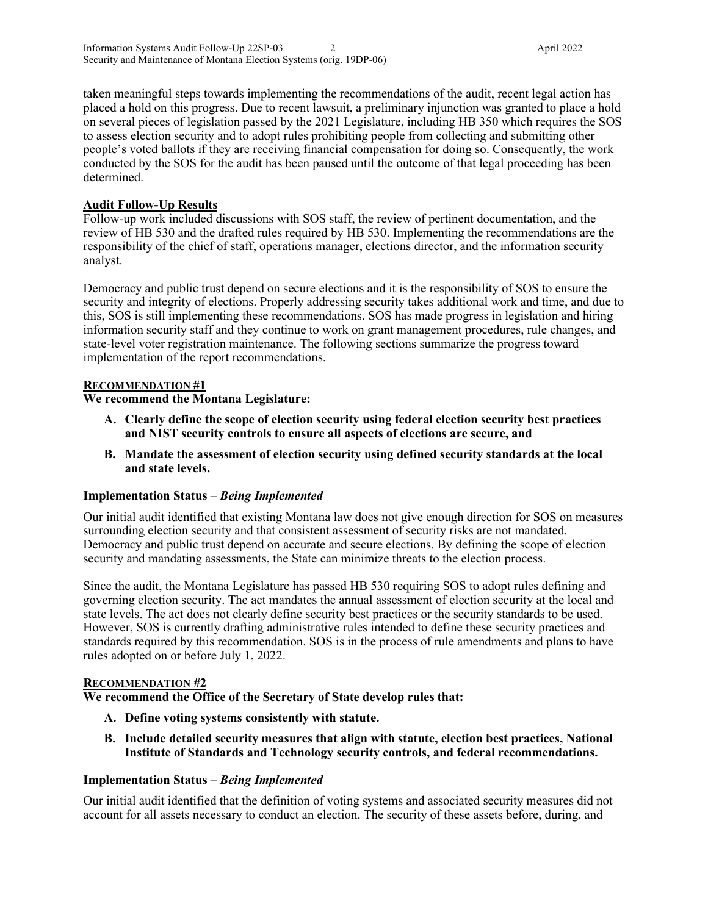taken meaningful steps towards implementing the recommendations of the audit, recent legal action has placed a hold on this progress. Due to recent lawsuit, a preliminary injunction was granted to place a hold on several pieces of legislation passed by the 2021 Legislature, including HB 350 which requires the SOS to assess election security and to adopt rules prohibiting people from collecting and submitting other people's voted ballots if they are receiving financial compensation for doing so. Consequently, the work conducted by the SOS for the audit has been paused until the outcome of that legal proceeding has been determined.

## Audit Follow-Up Results

Follow-up work included discussions with SOS staff, the review of pertinent documentation, and the review of HB 530 and the drafted rules required by HB 530. Implementing the recommendations are the responsibility of the chief of staff, operations manager, elections director, and the information security analyst.

Democracy and public trust depend on secure elections and it is the responsibility of SOS to ensure the security and integrity of elections. Properly addressing security takes additional work and time, and due to this, SOS is still implementing these recommendations. SOS has made progress in legislation and hiring information security staff and they continue to work on grant management procedures, rule changes, and state-level voter registration maintenance. The following sections summarize the progress toward implementation of the report recommendations.

### RECOMMENDATION #1

**We recommend the Montana Legislature:**

- **A. Clearly define the scope of election security using federal election security best practices and NIST security controls to ensure all aspects of elections are secure, and**
- **B. Mandate the assessment of election security using defined security standards at the local and state levels.**

**Implementation Status –** ***Being Implemented***

Our initial audit identified that existing Montana law does not give enough direction for SOS on measures surrounding election security and that consistent assessment of security risks are not mandated. Democracy and public trust depend on accurate and secure elections. By defining the scope of election security and mandating assessments, the State can minimize threats to the election process.

Since the audit, the Montana Legislature has passed HB 530 requiring SOS to adopt rules defining and governing election security. The act mandates the annual assessment of election security at the local and state levels. The act does not clearly define security best practices or the security standards to be used. However, SOS is currently drafting administrative rules intended to define these security practices and standards required by this recommendation. SOS is in the process of rule amendments and plans to have rules adopted on or before July 1, 2022.

### RECOMMENDATION #2

**We recommend the Office of the Secretary of State develop rules that:**

- **A. Define voting systems consistently with statute.**
- **B. Include detailed security measures that align with statute, election best practices, National Institute of Standards and Technology security controls, and federal recommendations.**

**Implementation Status –** ***Being Implemented***

Our initial audit identified that the definition of voting systems and associated security measures did not account for all assets necessary to conduct an election. The security of these assets before, during, and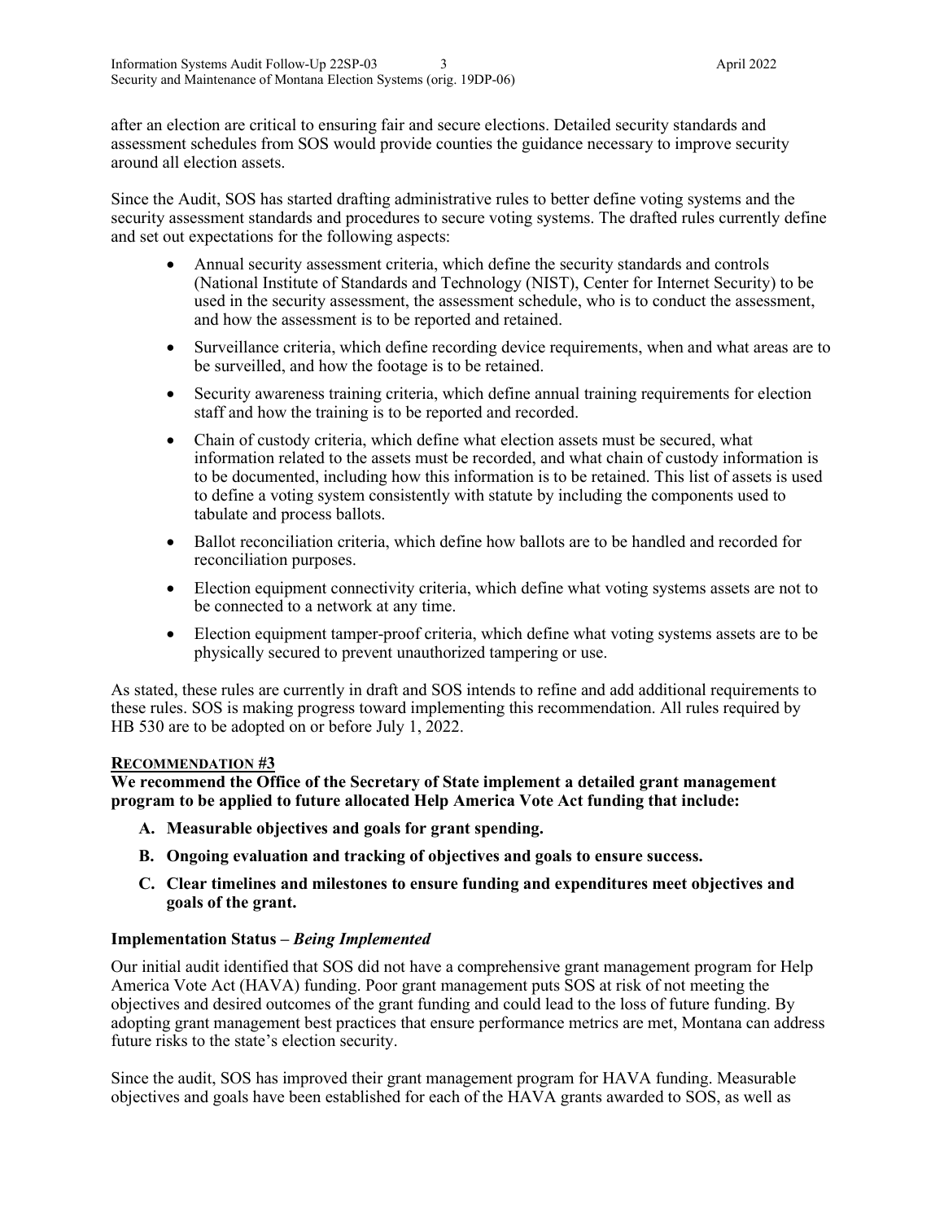after an election are critical to ensuring fair and secure elections. Detailed security standards and assessment schedules from SOS would provide counties the guidance necessary to improve security around all election assets.

Since the Audit, SOS has started drafting administrative rules to better define voting systems and the security assessment standards and procedures to secure voting systems. The drafted rules currently define and set out expectations for the following aspects:

- Annual security assessment criteria, which define the security standards and controls (National Institute of Standards and Technology (NIST), Center for Internet Security) to be used in the security assessment, the assessment schedule, who is to conduct the assessment, and how the assessment is to be reported and retained.
- Surveillance criteria, which define recording device requirements, when and what areas are to be surveilled, and how the footage is to be retained.
- Security awareness training criteria, which define annual training requirements for election staff and how the training is to be reported and recorded.
- Chain of custody criteria, which define what election assets must be secured, what information related to the assets must be recorded, and what chain of custody information is to be documented, including how this information is to be retained. This list of assets is used to define a voting system consistently with statute by including the components used to tabulate and process ballots.
- Ballot reconciliation criteria, which define how ballots are to be handled and recorded for reconciliation purposes.
- Election equipment connectivity criteria, which define what voting systems assets are not to be connected to a network at any time.
- Election equipment tamper-proof criteria, which define what voting systems assets are to be physically secured to prevent unauthorized tampering or use.

As stated, these rules are currently in draft and SOS intends to refine and add additional requirements to these rules. SOS is making progress toward implementing this recommendation. All rules required by HB 530 are to be adopted on or before July 1, 2022.

### RECOMMENDATION #3

**We recommend the Office of the Secretary of State implement a detailed grant management program to be applied to future allocated Help America Vote Act funding that include:**

**A. Measurable objectives and goals for grant spending.**

**B. Ongoing evaluation and tracking of objectives and goals to ensure success.**

**C. Clear timelines and milestones to ensure funding and expenditures meet objectives and goals of the grant.**

#### Implementation Status – *Being Implemented*

Our initial audit identified that SOS did not have a comprehensive grant management program for Help America Vote Act (HAVA) funding. Poor grant management puts SOS at risk of not meeting the objectives and desired outcomes of the grant funding and could lead to the loss of future funding. By adopting grant management best practices that ensure performance metrics are met, Montana can address future risks to the state's election security.

Since the audit, SOS has improved their grant management program for HAVA funding. Measurable objectives and goals have been established for each of the HAVA grants awarded to SOS, as well as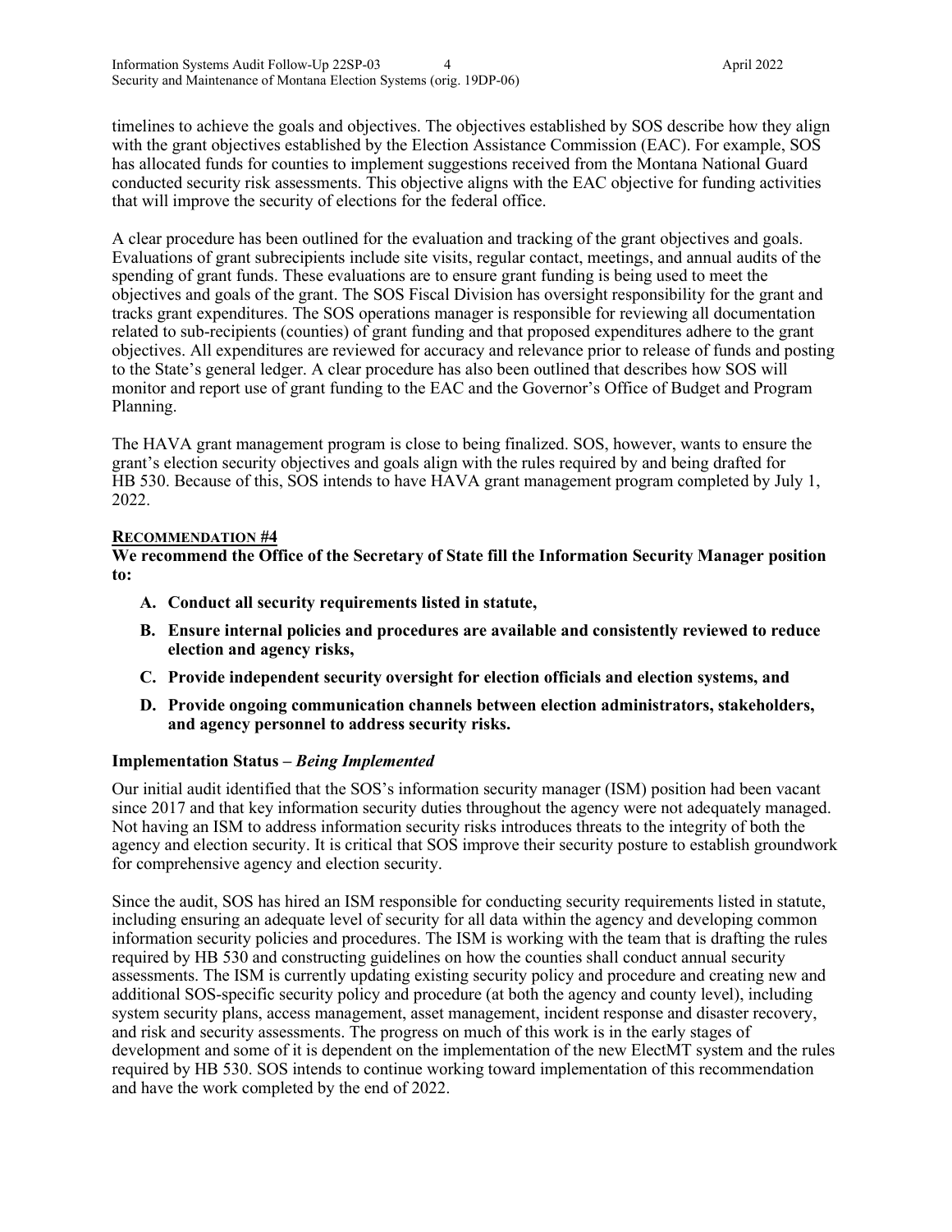timelines to achieve the goals and objectives. The objectives established by SOS describe how they align with the grant objectives established by the Election Assistance Commission (EAC). For example, SOS has allocated funds for counties to implement suggestions received from the Montana National Guard conducted security risk assessments. This objective aligns with the EAC objective for funding activities that will improve the security of elections for the federal office.

A clear procedure has been outlined for the evaluation and tracking of the grant objectives and goals. Evaluations of grant subrecipients include site visits, regular contact, meetings, and annual audits of the spending of grant funds. These evaluations are to ensure grant funding is being used to meet the objectives and goals of the grant. The SOS Fiscal Division has oversight responsibility for the grant and tracks grant expenditures. The SOS operations manager is responsible for reviewing all documentation related to sub-recipients (counties) of grant funding and that proposed expenditures adhere to the grant objectives. All expenditures are reviewed for accuracy and relevance prior to release of funds and posting to the State's general ledger. A clear procedure has also been outlined that describes how SOS will monitor and report use of grant funding to the EAC and the Governor's Office of Budget and Program Planning.

The HAVA grant management program is close to being finalized. SOS, however, wants to ensure the grant's election security objectives and goals align with the rules required by and being drafted for HB 530. Because of this, SOS intends to have HAVA grant management program completed by July 1, 2022.

## Recommendation #4

**We recommend the Office of the Secretary of State fill the Information Security Manager position to:**

- **A. Conduct all security requirements listed in statute,**
- **B. Ensure internal policies and procedures are available and consistently reviewed to reduce election and agency risks,**
- **C. Provide independent security oversight for election officials and election systems, and**
- **D. Provide ongoing communication channels between election administrators, stakeholders, and agency personnel to address security risks.**

### Implementation Status – *Being Implemented*

Our initial audit identified that the SOS's information security manager (ISM) position had been vacant since 2017 and that key information security duties throughout the agency were not adequately managed. Not having an ISM to address information security risks introduces threats to the integrity of both the agency and election security. It is critical that SOS improve their security posture to establish groundwork for comprehensive agency and election security.

Since the audit, SOS has hired an ISM responsible for conducting security requirements listed in statute, including ensuring an adequate level of security for all data within the agency and developing common information security policies and procedures. The ISM is working with the team that is drafting the rules required by HB 530 and constructing guidelines on how the counties shall conduct annual security assessments. The ISM is currently updating existing security policy and procedure and creating new and additional SOS-specific security policy and procedure (at both the agency and county level), including system security plans, access management, asset management, incident response and disaster recovery, and risk and security assessments. The progress on much of this work is in the early stages of development and some of it is dependent on the implementation of the new ElectMT system and the rules required by HB 530. SOS intends to continue working toward implementation of this recommendation and have the work completed by the end of 2022.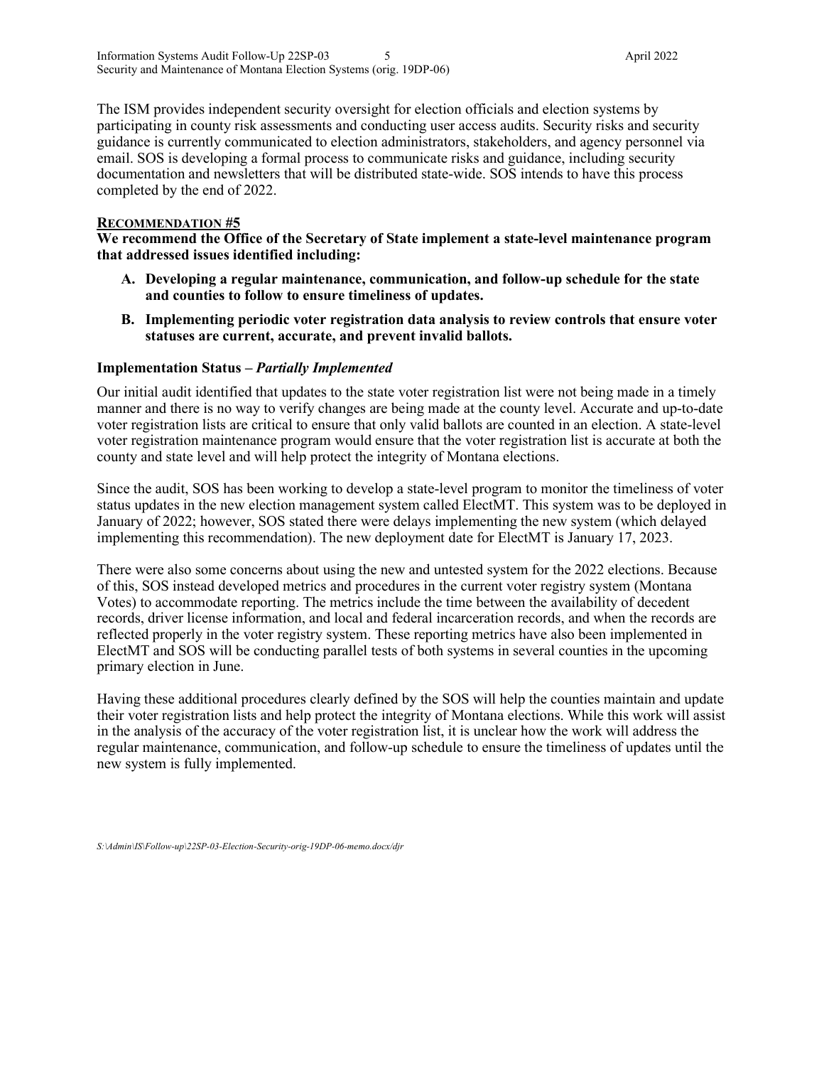The ISM provides independent security oversight for election officials and election systems by participating in county risk assessments and conducting user access audits. Security risks and security guidance is currently communicated to election administrators, stakeholders, and agency personnel via email. SOS is developing a formal process to communicate risks and guidance, including security documentation and newsletters that will be distributed state-wide. SOS intends to have this process completed by the end of 2022.

**RECOMMENDATION #5**

**We recommend the Office of the Secretary of State implement a state-level maintenance program that addressed issues identified including:**

- **A. Developing a regular maintenance, communication, and follow-up schedule for the state and counties to follow to ensure timeliness of updates.**
- **B. Implementing periodic voter registration data analysis to review controls that ensure voter statuses are current, accurate, and prevent invalid ballots.**

### Implementation Status – *Partially Implemented*

Our initial audit identified that updates to the state voter registration list were not being made in a timely manner and there is no way to verify changes are being made at the county level. Accurate and up-to-date voter registration lists are critical to ensure that only valid ballots are counted in an election. A state-level voter registration maintenance program would ensure that the voter registration list is accurate at both the county and state level and will help protect the integrity of Montana elections.

Since the audit, SOS has been working to develop a state-level program to monitor the timeliness of voter status updates in the new election management system called ElectMT. This system was to be deployed in January of 2022; however, SOS stated there were delays implementing the new system (which delayed implementing this recommendation). The new deployment date for ElectMT is January 17, 2023.

There were also some concerns about using the new and untested system for the 2022 elections. Because of this, SOS instead developed metrics and procedures in the current voter registry system (Montana Votes) to accommodate reporting. The metrics include the time between the availability of decedent records, driver license information, and local and federal incarceration records, and when the records are reflected properly in the voter registry system. These reporting metrics have also been implemented in ElectMT and SOS will be conducting parallel tests of both systems in several counties in the upcoming primary election in June.

Having these additional procedures clearly defined by the SOS will help the counties maintain and update their voter registration lists and help protect the integrity of Montana elections. While this work will assist in the analysis of the accuracy of the voter registration list, it is unclear how the work will address the regular maintenance, communication, and follow-up schedule to ensure the timeliness of updates until the new system is fully implemented.

*S:\Admin\IS\Follow-up\22SP-03-Election-Security-orig-19DP-06-memo.docx/djr*